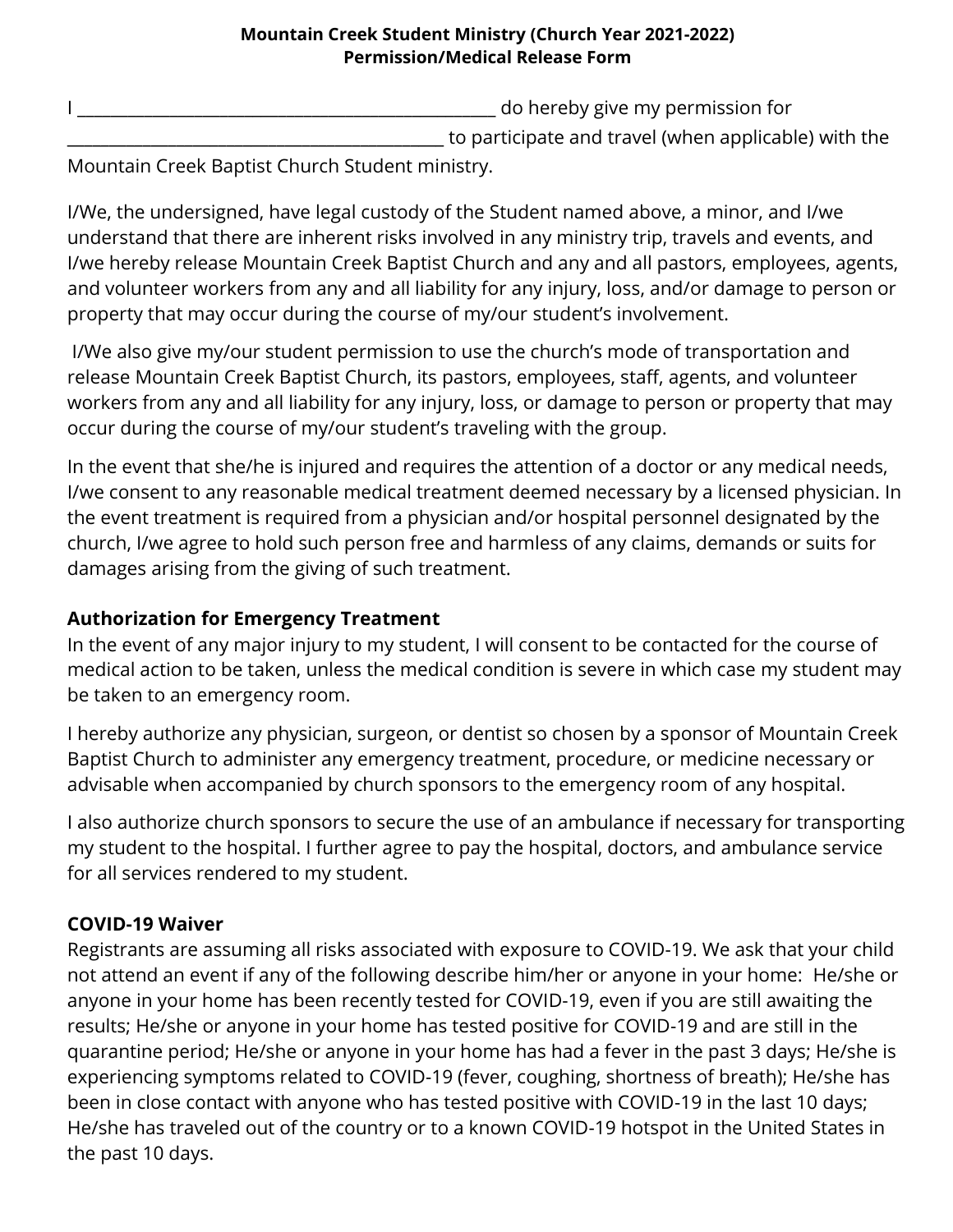**Mountain Creek Student Ministry (Church Year 2021-2022)**
**Permission/Medical Release Form**

I _________________________________________________ do hereby give my permission for _____________________________________________ to participate and travel (when applicable) with the Mountain Creek Baptist Church Student ministry.

I/We, the undersigned, have legal custody of the Student named above, a minor, and I/we understand that there are inherent risks involved in any ministry trip, travels and events, and I/we hereby release Mountain Creek Baptist Church and any and all pastors, employees, agents, and volunteer workers from any and all liability for any injury, loss, and/or damage to person or property that may occur during the course of my/our student's involvement.

I/We also give my/our student permission to use the church's mode of transportation and release Mountain Creek Baptist Church, its pastors, employees, staff, agents, and volunteer workers from any and all liability for any injury, loss, or damage to person or property that may occur during the course of my/our student's traveling with the group.

In the event that she/he is injured and requires the attention of a doctor or any medical needs, I/we consent to any reasonable medical treatment deemed necessary by a licensed physician. In the event treatment is required from a physician and/or hospital personnel designated by the church, I/we agree to hold such person free and harmless of any claims, demands or suits for damages arising from the giving of such treatment.

### Authorization for Emergency Treatment

In the event of any major injury to my student, I will consent to be contacted for the course of medical action to be taken, unless the medical condition is severe in which case my student may be taken to an emergency room.

I hereby authorize any physician, surgeon, or dentist so chosen by a sponsor of Mountain Creek Baptist Church to administer any emergency treatment, procedure, or medicine necessary or advisable when accompanied by church sponsors to the emergency room of any hospital.

I also authorize church sponsors to secure the use of an ambulance if necessary for transporting my student to the hospital. I further agree to pay the hospital, doctors, and ambulance service for all services rendered to my student.

### COVID-19 Waiver

Registrants are assuming all risks associated with exposure to COVID-19. We ask that your child not attend an event if any of the following describe him/her or anyone in your home: He/she or anyone in your home has been recently tested for COVID-19, even if you are still awaiting the results; He/she or anyone in your home has tested positive for COVID-19 and are still in the quarantine period; He/she or anyone in your home has had a fever in the past 3 days; He/she is experiencing symptoms related to COVID-19 (fever, coughing, shortness of breath); He/she has been in close contact with anyone who has tested positive with COVID-19 in the last 10 days; He/she has traveled out of the country or to a known COVID-19 hotspot in the United States in the past 10 days.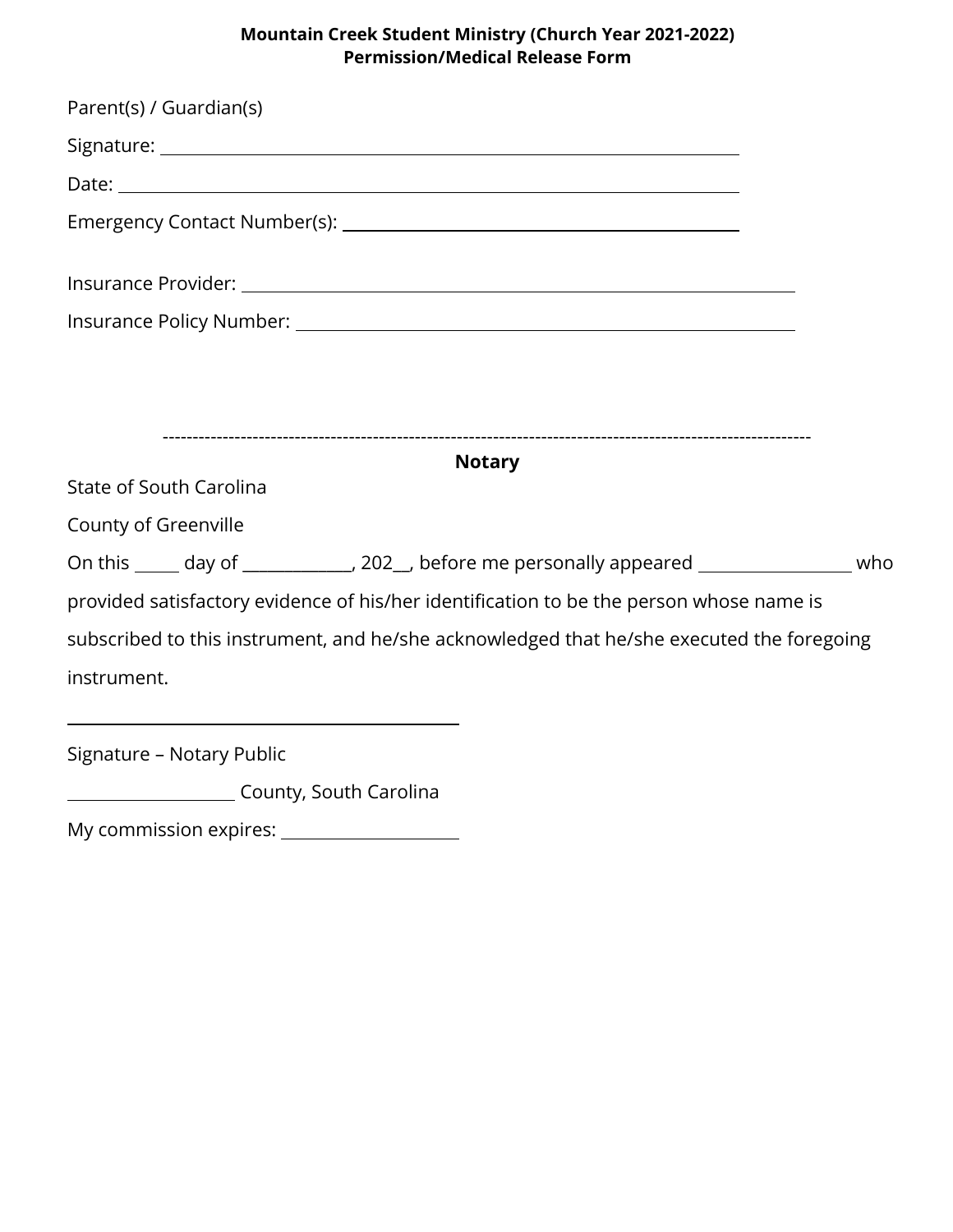**Mountain Creek Student Ministry (Church Year 2021-2022)**
**Permission/Medical Release Form**

Parent(s) / Guardian(s)

Signature: ______________________________________________

Date: ______________________________________________

Emergency Contact Number(s): ______________________________

Insurance Provider: ______________________________________________

Insurance Policy Number: __________________________________________

---

**Notary**

State of South Carolina

County of Greenville

On this _____ day of _____________, 202__, before me personally appeared __________________ who provided satisfactory evidence of his/her identification to be the person whose name is subscribed to this instrument, and he/she acknowledged that he/she executed the foregoing instrument.

______________________________________

Signature – Notary Public

____________________ County, South Carolina

My commission expires: ____________________